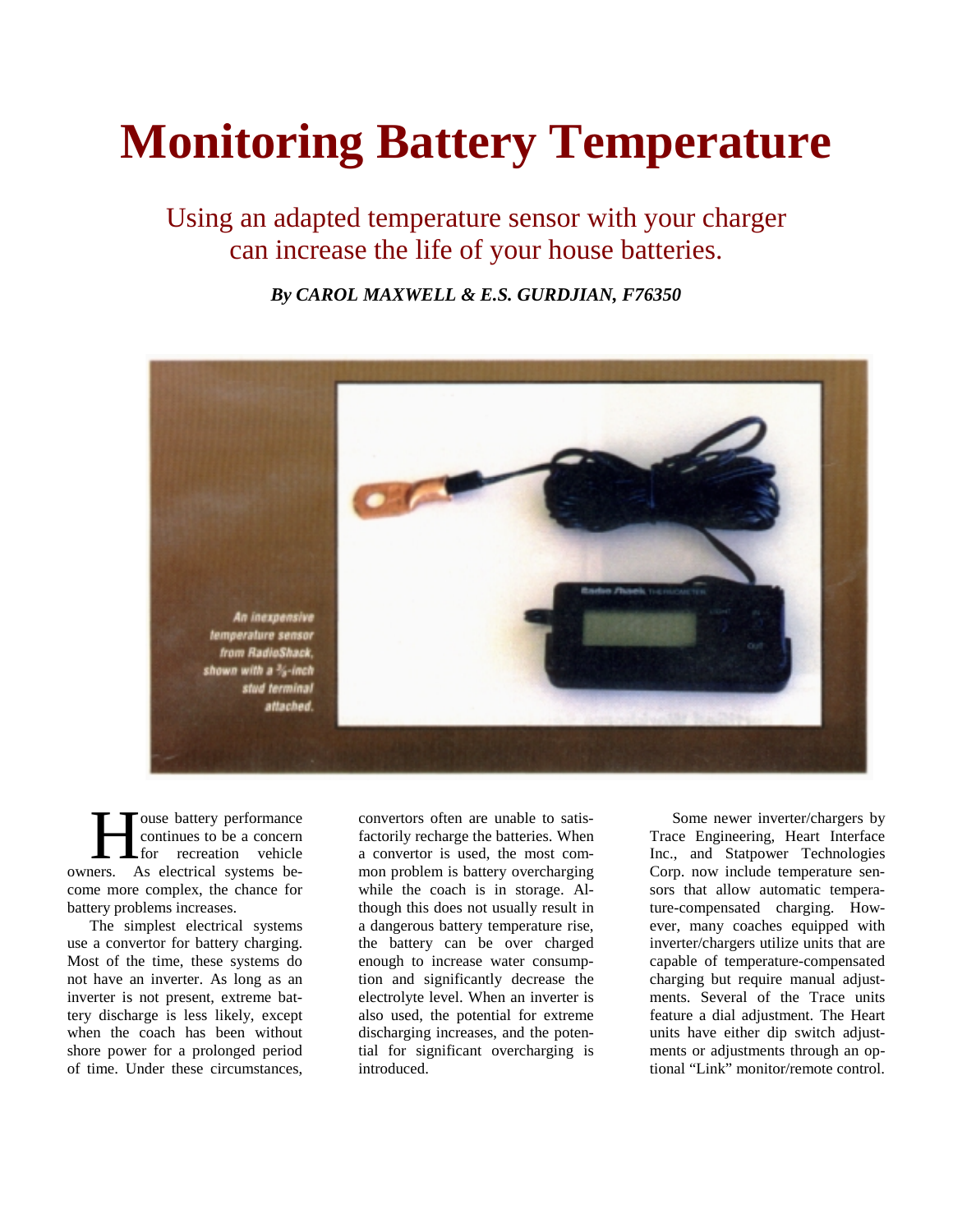# Monitoring Battery Temperature

## Using an adapted temperature sensor with your charger can increase the life of your house batteries.

***By CAROL MAXWELL & E.S. GURDJIAN, F76350***

*An inexpensive temperature sensor from RadioShack, shown with a 3/8-inch stud terminal attached.*

House battery performance continues to be a concern for recreation vehicle owners. As electrical systems become more complex, the chance for battery problems increases.

The simplest electrical systems use a convertor for battery charging. Most of the time, these systems do not have an inverter. As long as an inverter is not present, extreme battery discharge is less likely, except when the coach has been without shore power for a prolonged period of time. Under these circumstances, convertors often are unable to satisfactorily recharge the batteries. When a convertor is used, the most common problem is battery overcharging while the coach is in storage. Although this does not usually result in a dangerous battery temperature rise, the battery can be over charged enough to increase water consumption and significantly decrease the electrolyte level. When an inverter is also used, the potential for extreme discharging increases, and the potential for significant overcharging is introduced.

Some newer inverter/chargers by Trace Engineering, Heart Interface Inc., and Statpower Technologies Corp. now include temperature sensors that allow automatic temperature-compensated charging. However, many coaches equipped with inverter/chargers utilize units that are capable of temperature-compensated charging but require manual adjustments. Several of the Trace units feature a dial adjustment. The Heart units have either dip switch adjustments or adjustments through an optional "Link" monitor/remote control.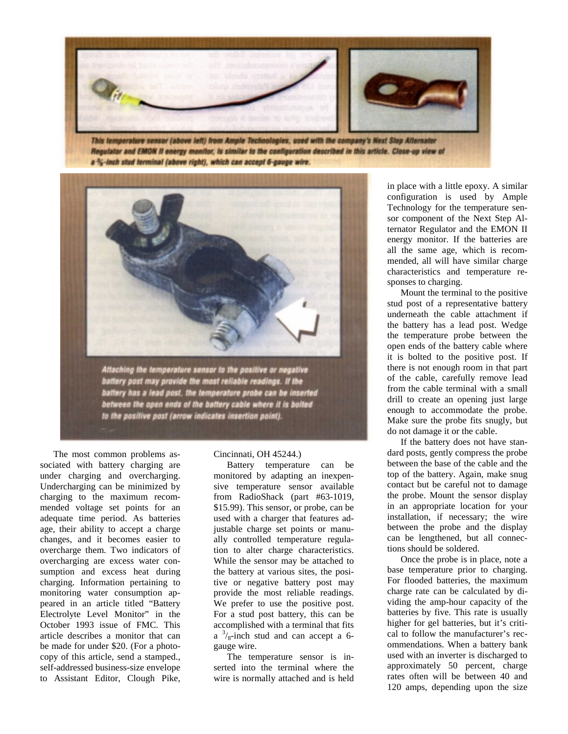This temperature sensor (above left) from Ample Technologies, used with the company's Next Step Alternator Regulator and EMON II energy monitor, is similar to the configuration described in this article. Close-up view of a $^3/_8$-inch stud terminal (above right), which can accept 6-gauge wire.

Attaching the temperature sensor to the positive or negative battery post may provide the most reliable readings. If the battery has a lead post, the temperature probe can be inserted between the open ends of the battery cable where it is bolted to the positive post (arrow indicates insertion point).

The most common problems associated with battery charging are under charging and overcharging. Undercharging can be minimized by charging to the maximum recommended voltage set points for an adequate time period. As batteries age, their ability to accept a charge changes, and it becomes easier to overcharge them. Two indicators of overcharging are excess water consumption and excess heat during charging. Information pertaining to monitoring water consumption appeared in an article titled "Battery Electrolyte Level Monitor" in the October 1993 issue of FMC. This article describes a monitor that can be made for under $20. (For a photocopy of this article, send a stamped., self-addressed business-size envelope to Assistant Editor, Clough Pike, Cincinnati, OH 45244.)

Battery temperature can be monitored by adapting an inexpensive temperature sensor available from RadioShack (part #63-1019, $15.99). This sensor, or probe, can be used with a charger that features adjustable charge set points or manually controlled temperature regulation to alter charge characteristics. While the sensor may be attached to the battery at various sites, the positive or negative battery post may provide the most reliable readings. We prefer to use the positive post. For a stud post battery, this can be accomplished with a terminal that fits a $^3/_8$-inch stud and can accept a 6-gauge wire.

The temperature sensor is inserted into the terminal where the wire is normally attached and is held in place with a little epoxy. A similar configuration is used by Ample Technology for the temperature sensor component of the Next Step Alternator Regulator and the EMON II energy monitor. If the batteries are all the same age, which is recommended, all will have similar charge characteristics and temperature responses to charging.

Mount the terminal to the positive stud post of a representative battery underneath the cable attachment if the battery has a lead post. Wedge the temperature probe between the open ends of the battery cable where it is bolted to the positive post. If there is not enough room in that part of the cable, carefully remove lead from the cable terminal with a small drill to create an opening just large enough to accommodate the probe. Make sure the probe fits snugly, but do not damage it or the cable.

If the battery does not have standard posts, gently compress the probe between the base of the cable and the top of the battery. Again, make snug contact but be careful not to damage the probe. Mount the sensor display in an appropriate location for your installation, if necessary; the wire between the probe and the display can be lengthened, but all connections should be soldered.

Once the probe is in place, note a base temperature prior to charging. For flooded batteries, the maximum charge rate can be calculated by dividing the amp-hour capacity of the batteries by five. This rate is usually higher for gel batteries, but it's critical to follow the manufacturer's recommendations. When a battery bank used with an inverter is discharged to approximately 50 percent, charge rates often will be between 40 and 120 amps, depending upon the size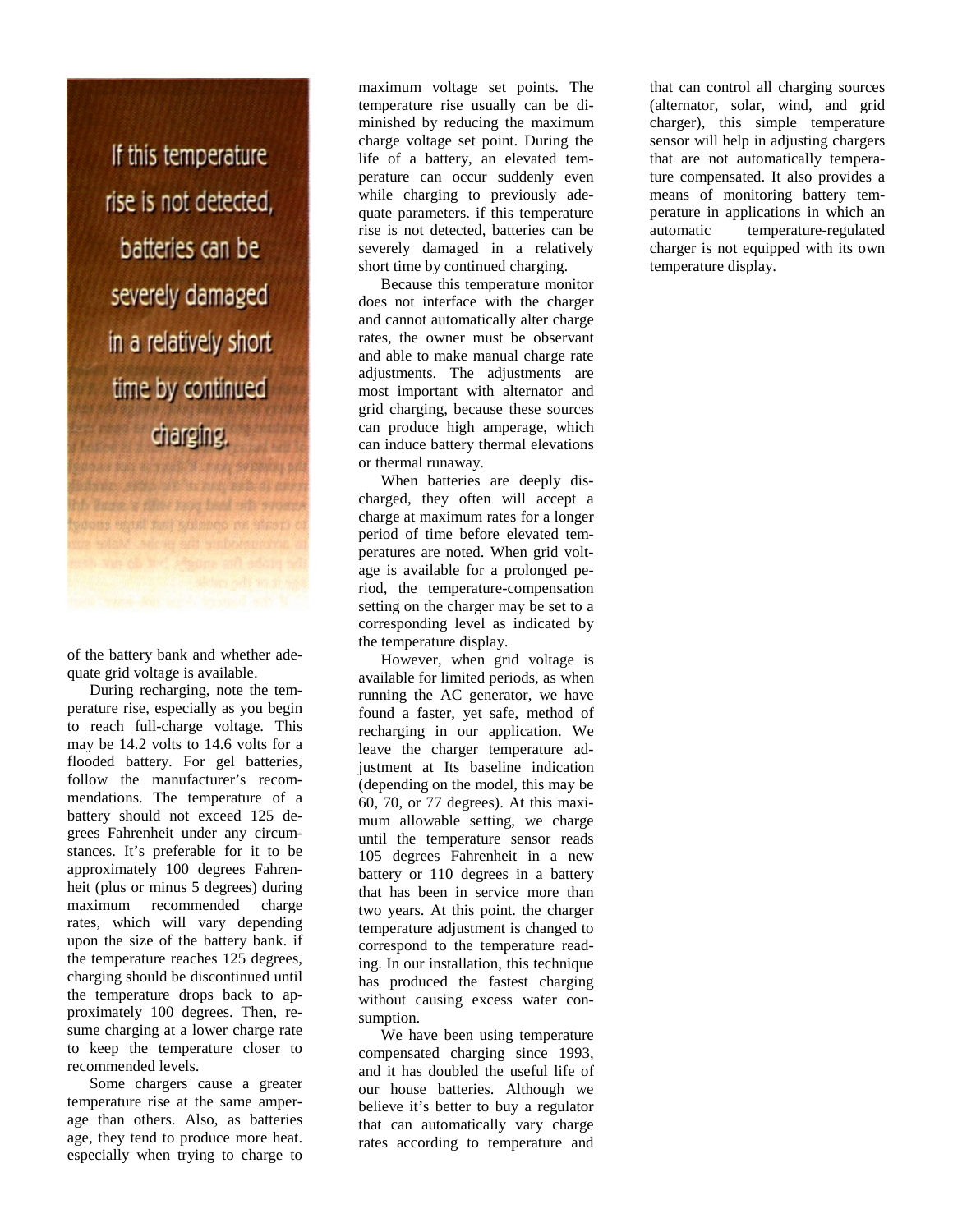> If this temperature rise is not detected, batteries can be severely damaged in a relatively short time by continued charging.

of the battery bank and whether adequate grid voltage is available.

During recharging, note the temperature rise, especially as you begin to reach full-charge voltage. This may be 14.2 volts to 14.6 volts for a flooded battery. For gel batteries, follow the manufacturer's recommendations. The temperature of a battery should not exceed 125 degrees Fahrenheit under any circumstances. It's preferable for it to be approximately 100 degrees Fahrenheit (plus or minus 5 degrees) during maximum recommended charge rates, which will vary depending upon the size of the battery bank. if the temperature reaches 125 degrees, charging should be discontinued until the temperature drops back to approximately 100 degrees. Then, resume charging at a lower charge rate to keep the temperature closer to recommended levels.

Some chargers cause a greater temperature rise at the same amperage than others. Also, as batteries age, they tend to produce more heat. especially when trying to charge to maximum voltage set points. The temperature rise usually can be diminished by reducing the maximum charge voltage set point. During the life of a battery, an elevated temperature can occur suddenly even while charging to previously adequate parameters. if this temperature rise is not detected, batteries can be severely damaged in a relatively short time by continued charging.

Because this temperature monitor does not interface with the charger and cannot automatically alter charge rates, the owner must be observant and able to make manual charge rate adjustments. The adjustments are most important with alternator and grid charging, because these sources can produce high amperage, which can induce battery thermal elevations or thermal runaway.

When batteries are deeply discharged, they often will accept a charge at maximum rates for a longer period of time before elevated temperatures are noted. When grid voltage is available for a prolonged period, the temperature-compensation setting on the charger may be set to a corresponding level as indicated by the temperature display.

However, when grid voltage is available for limited periods, as when running the AC generator, we have found a faster, yet safe, method of recharging in our application. We leave the charger temperature adjustment at Its baseline indication (depending on the model, this may be 60, 70, or 77 degrees). At this maximum allowable setting, we charge until the temperature sensor reads 105 degrees Fahrenheit in a new battery or 110 degrees in a battery that has been in service more than two years. At this point. the charger temperature adjustment is changed to correspond to the temperature reading. In our installation, this technique has produced the fastest charging without causing excess water consumption.

We have been using temperature compensated charging since 1993, and it has doubled the useful life of our house batteries. Although we believe it's better to buy a regulator that can automatically vary charge rates according to temperature and that can control all charging sources (alternator, solar, wind, and grid charger), this simple temperature sensor will help in adjusting chargers that are not automatically temperature compensated. It also provides a means of monitoring battery temperature in applications in which an automatic temperature-regulated charger is not equipped with its own temperature display.